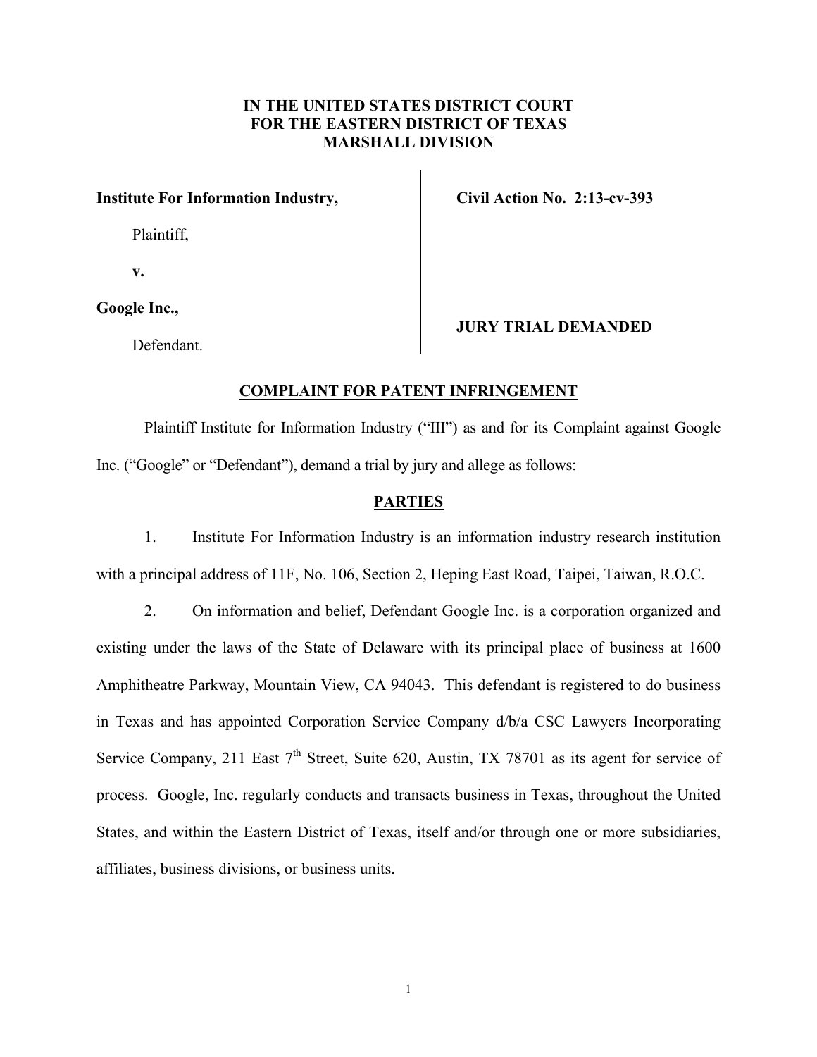**IN THE UNITED STATES DISTRICT COURT**
**FOR THE EASTERN DISTRICT OF TEXAS**
**MARSHALL DIVISION**

| | |
|---|---|
| **Institute For Information Industry,** | **Civil Action No. 2:13-cv-393** |
| Plaintiff, | |
| **v.** | |
| **Google Inc.,** | **JURY TRIAL DEMANDED** |
| Defendant. | |

## COMPLAINT FOR PATENT INFRINGEMENT

Plaintiff Institute for Information Industry ("III") as and for its Complaint against Google Inc. ("Google" or "Defendant"), demand a trial by jury and allege as follows:

## PARTIES

1. Institute For Information Industry is an information industry research institution with a principal address of 11F, No. 106, Section 2, Heping East Road, Taipei, Taiwan, R.O.C.

2. On information and belief, Defendant Google Inc. is a corporation organized and existing under the laws of the State of Delaware with its principal place of business at 1600 Amphitheatre Parkway, Mountain View, CA 94043. This defendant is registered to do business in Texas and has appointed Corporation Service Company d/b/a CSC Lawyers Incorporating Service Company, 211 East 7th Street, Suite 620, Austin, TX 78701 as its agent for service of process. Google, Inc. regularly conducts and transacts business in Texas, throughout the United States, and within the Eastern District of Texas, itself and/or through one or more subsidiaries, affiliates, business divisions, or business units.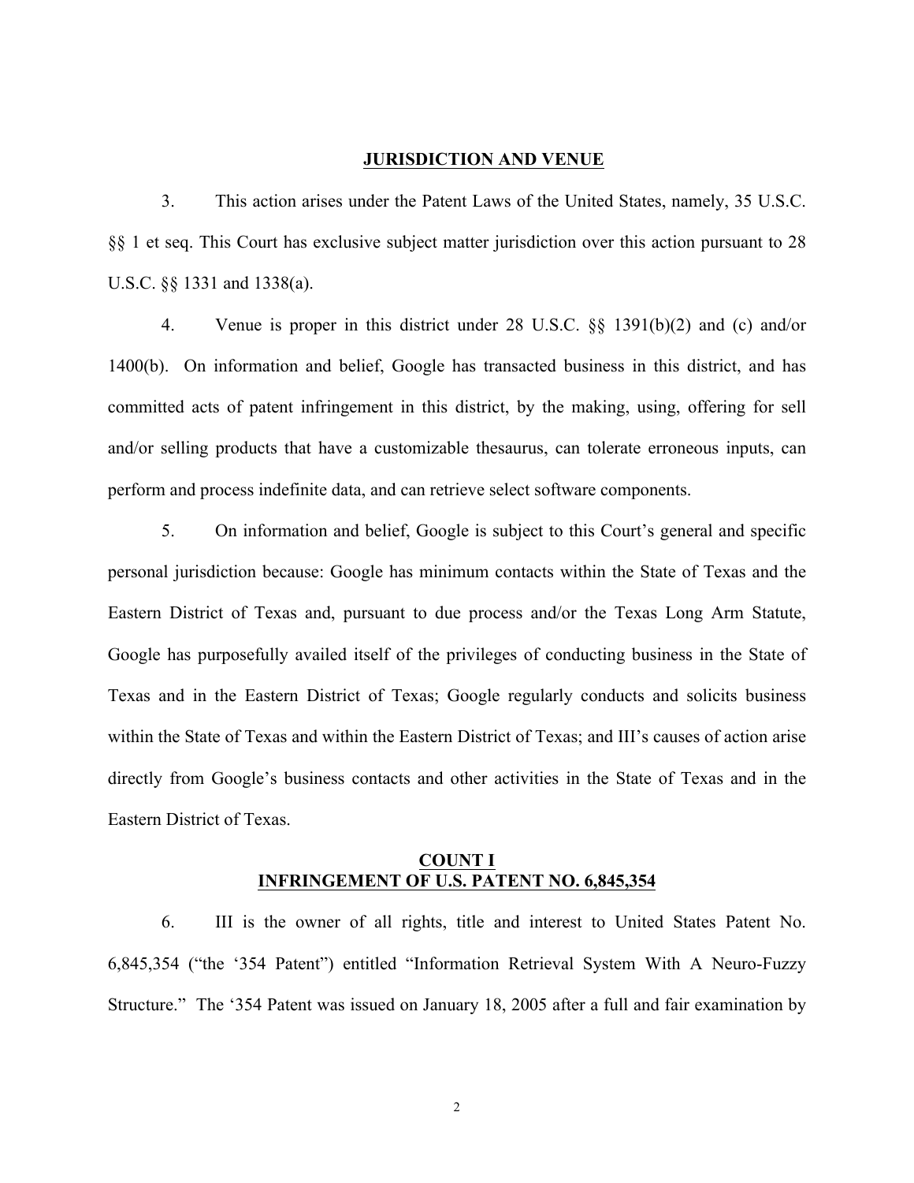## JURISDICTION AND VENUE

3. This action arises under the Patent Laws of the United States, namely, 35 U.S.C. §§ 1 et seq. This Court has exclusive subject matter jurisdiction over this action pursuant to 28 U.S.C. §§ 1331 and 1338(a).

4. Venue is proper in this district under 28 U.S.C. §§ 1391(b)(2) and (c) and/or 1400(b). On information and belief, Google has transacted business in this district, and has committed acts of patent infringement in this district, by the making, using, offering for sell and/or selling products that have a customizable thesaurus, can tolerate erroneous inputs, can perform and process indefinite data, and can retrieve select software components.

5. On information and belief, Google is subject to this Court's general and specific personal jurisdiction because: Google has minimum contacts within the State of Texas and the Eastern District of Texas and, pursuant to due process and/or the Texas Long Arm Statute, Google has purposefully availed itself of the privileges of conducting business in the State of Texas and in the Eastern District of Texas; Google regularly conducts and solicits business within the State of Texas and within the Eastern District of Texas; and III's causes of action arise directly from Google's business contacts and other activities in the State of Texas and in the Eastern District of Texas.

## COUNT I
## INFRINGEMENT OF U.S. PATENT NO. 6,845,354

6. III is the owner of all rights, title and interest to United States Patent No. 6,845,354 ("the '354 Patent") entitled "Information Retrieval System With A Neuro-Fuzzy Structure." The '354 Patent was issued on January 18, 2005 after a full and fair examination by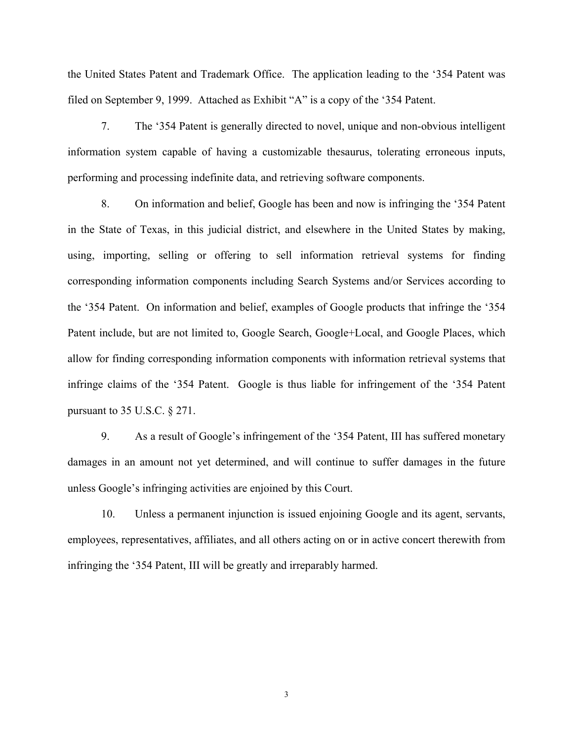the United States Patent and Trademark Office. The application leading to the ‘354 Patent was filed on September 9, 1999. Attached as Exhibit “A” is a copy of the ‘354 Patent.

7. The ‘354 Patent is generally directed to novel, unique and non-obvious intelligent information system capable of having a customizable thesaurus, tolerating erroneous inputs, performing and processing indefinite data, and retrieving software components.

8. On information and belief, Google has been and now is infringing the ‘354 Patent in the State of Texas, in this judicial district, and elsewhere in the United States by making, using, importing, selling or offering to sell information retrieval systems for finding corresponding information components including Search Systems and/or Services according to the ‘354 Patent. On information and belief, examples of Google products that infringe the ‘354 Patent include, but are not limited to, Google Search, Google+Local, and Google Places, which allow for finding corresponding information components with information retrieval systems that infringe claims of the ‘354 Patent. Google is thus liable for infringement of the ‘354 Patent pursuant to 35 U.S.C. § 271.

9. As a result of Google’s infringement of the ‘354 Patent, III has suffered monetary damages in an amount not yet determined, and will continue to suffer damages in the future unless Google’s infringing activities are enjoined by this Court.

10. Unless a permanent injunction is issued enjoining Google and its agent, servants, employees, representatives, affiliates, and all others acting on or in active concert therewith from infringing the ‘354 Patent, III will be greatly and irreparably harmed.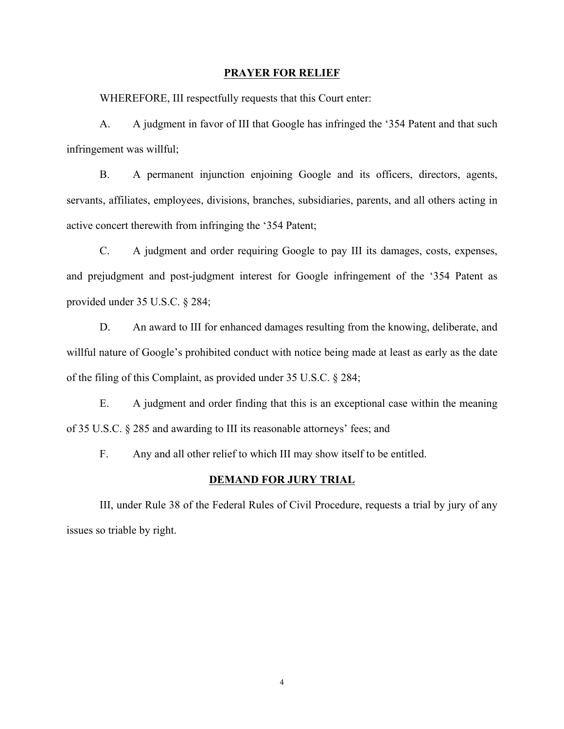## PRAYER FOR RELIEF

WHEREFORE, III respectfully requests that this Court enter:

A. A judgment in favor of III that Google has infringed the '354 Patent and that such infringement was willful;

B. A permanent injunction enjoining Google and its officers, directors, agents, servants, affiliates, employees, divisions, branches, subsidiaries, parents, and all others acting in active concert therewith from infringing the '354 Patent;

C. A judgment and order requiring Google to pay III its damages, costs, expenses, and prejudgment and post-judgment interest for Google infringement of the '354 Patent as provided under 35 U.S.C. § 284;

D. An award to III for enhanced damages resulting from the knowing, deliberate, and willful nature of Google's prohibited conduct with notice being made at least as early as the date of the filing of this Complaint, as provided under 35 U.S.C. § 284;

E. A judgment and order finding that this is an exceptional case within the meaning of 35 U.S.C. § 285 and awarding to III its reasonable attorneys' fees; and

F. Any and all other relief to which III may show itself to be entitled.

## DEMAND FOR JURY TRIAL

III, under Rule 38 of the Federal Rules of Civil Procedure, requests a trial by jury of any issues so triable by right.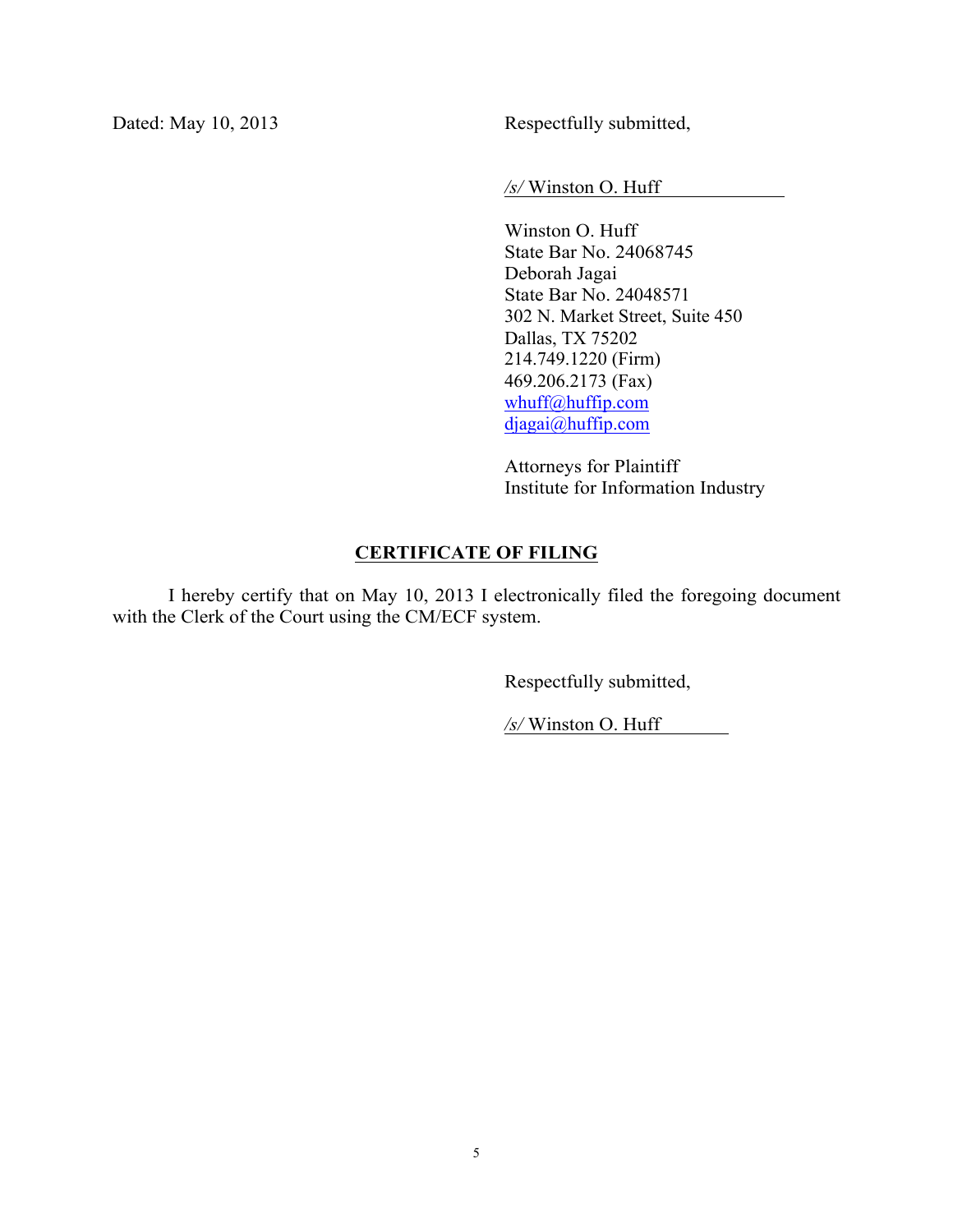Dated: May 10, 2013

Respectfully submitted,

/s/ Winston O. Huff

Winston O. Huff
State Bar No. 24068745
Deborah Jagai
State Bar No. 24048571
302 N. Market Street, Suite 450
Dallas, TX 75202
214.749.1220 (Firm)
469.206.2173 (Fax)
whuff@huffip.com
djagai@huffip.com

Attorneys for Plaintiff
Institute for Information Industry

**CERTIFICATE OF FILING**

I hereby certify that on May 10, 2013 I electronically filed the foregoing document with the Clerk of the Court using the CM/ECF system.

Respectfully submitted,

/s/ Winston O. Huff